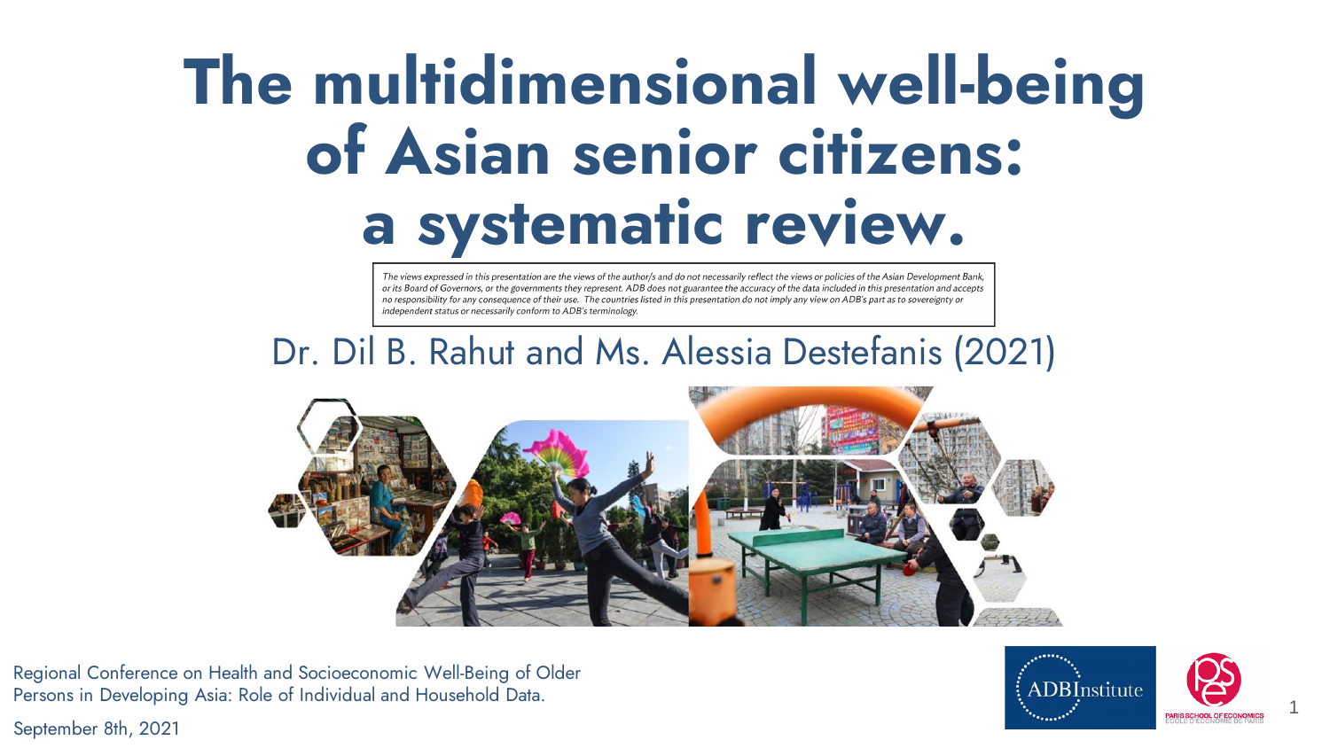# The multidimensional well-being of Asian senior citizens: a systematic review.

*The views expressed in this presentation are the views of the author/s and do not necessarily reflect the views or policies of the Asian Development Bank, or its Board of Governors, or the governments they represent. ADB does not guarantee the accuracy of the data included in this presentation and accepts no responsibility for any consequence of their use. The countries listed in this presentation do not imply any view on ADB's part as to sovereignty or independent status or necessarily conform to ADB's terminology.*

Dr. Dil B. Rahut and Ms. Alessia Destefanis (2021)

Regional Conference on Health and Socioeconomic Well-Being of Older Persons in Developing Asia: Role of Individual and Household Data.

September 8th, 2021

ADBInstitute

PARIS SCHOOL OF ECONOMICS
ÉCOLE D'ÉCONOMIE DE PARIS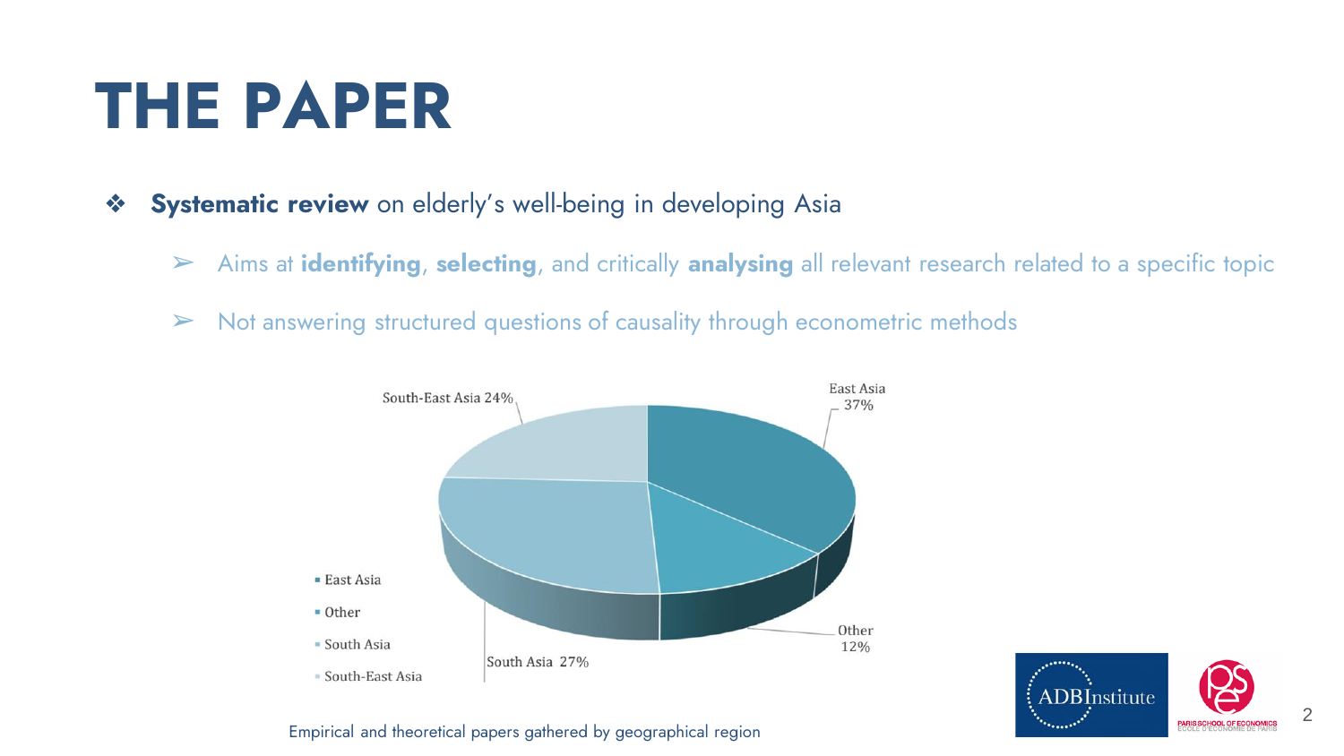# THE PAPER

- **Systematic review** on elderly's well-being in developing Asia
  - Aims at **identifying**, **selecting**, and critically **analysing** all relevant research related to a specific topic
  - Not answering structured questions of causality through econometric methods

| Region | Share |
| --- | --- |
| East Asia | 37% |
| Other | 12% |
| South Asia | 27% |
| South-East Asia | 24% |

Empirical and theoretical papers gathered by geographical region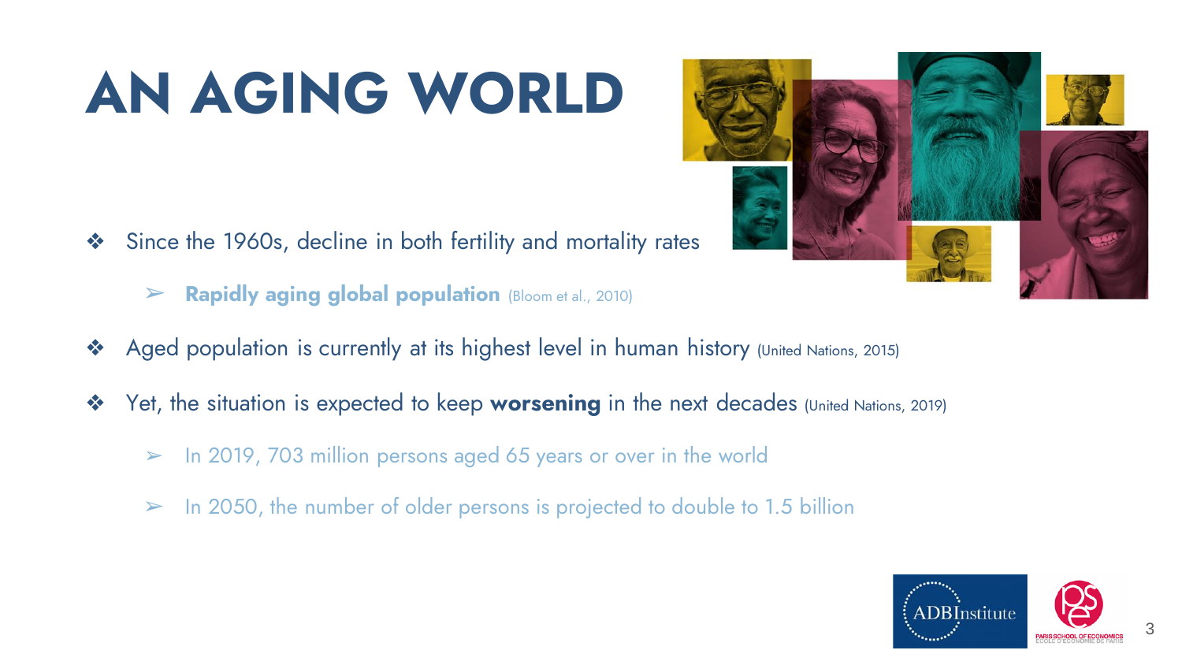# AN AGING WORLD

- Since the 1960s, decline in both fertility and mortality rates
  - **Rapidly aging global population** (Bloom et al., 2010)
- Aged population is currently at its highest level in human history (United Nations, 2015)
- Yet, the situation is expected to keep **worsening** in the next decades (United Nations, 2019)
  - In 2019, 703 million persons aged 65 years or over in the world
  - In 2050, the number of older persons is projected to double to 1.5 billion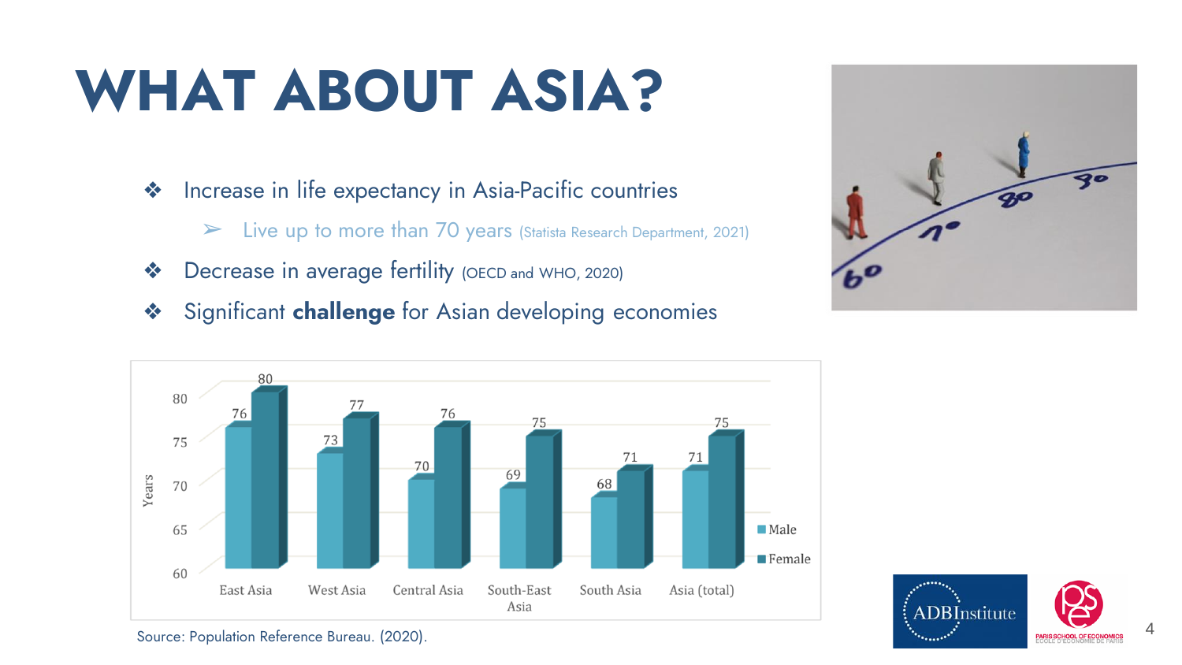# WHAT ABOUT ASIA?

- Increase in life expectancy in Asia-Pacific countries
  - Live up to more than 70 years (Statista Research Department, 2021)
- Decrease in average fertility (OECD and WHO, 2020)
- Significant **challenge** for Asian developing economies

| Region | Male | Female |
|---|---|---|
| East Asia | 76 | 80 |
| West Asia | 73 | 77 |
| Central Asia | 70 | 76 |
| South-East Asia | 69 | 75 |
| South Asia | 68 | 71 |
| Asia (total) | 71 | 75 |

Source: Population Reference Bureau. (2020).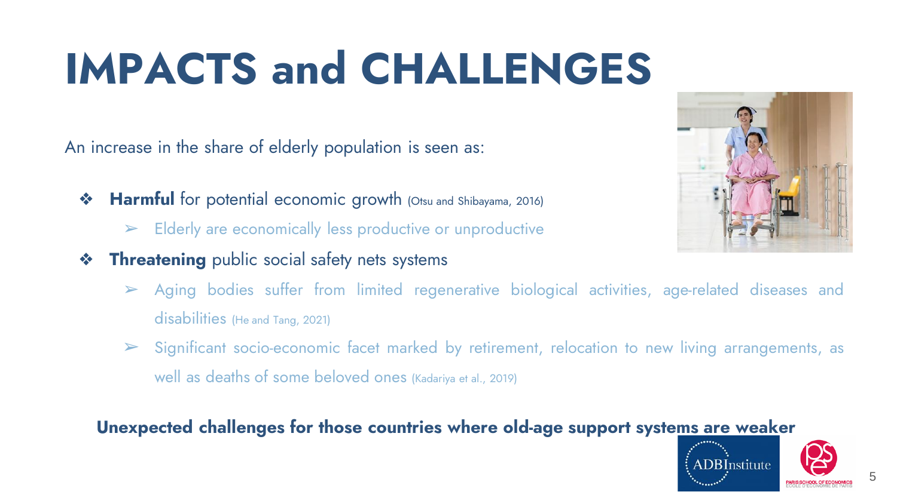# IMPACTS and CHALLENGES

An increase in the share of elderly population is seen as:

- **Harmful** for potential economic growth (Otsu and Shibayama, 2016)
  - Elderly are economically less productive or unproductive
- **Threatening** public social safety nets systems
  - Aging bodies suffer from limited regenerative biological activities, age-related diseases and disabilities (He and Tang, 2021)
  - Significant socio-economic facet marked by retirement, relocation to new living arrangements, as well as deaths of some beloved ones (Kadariya et al., 2019)

**Unexpected challenges for those countries where old-age support systems are weaker**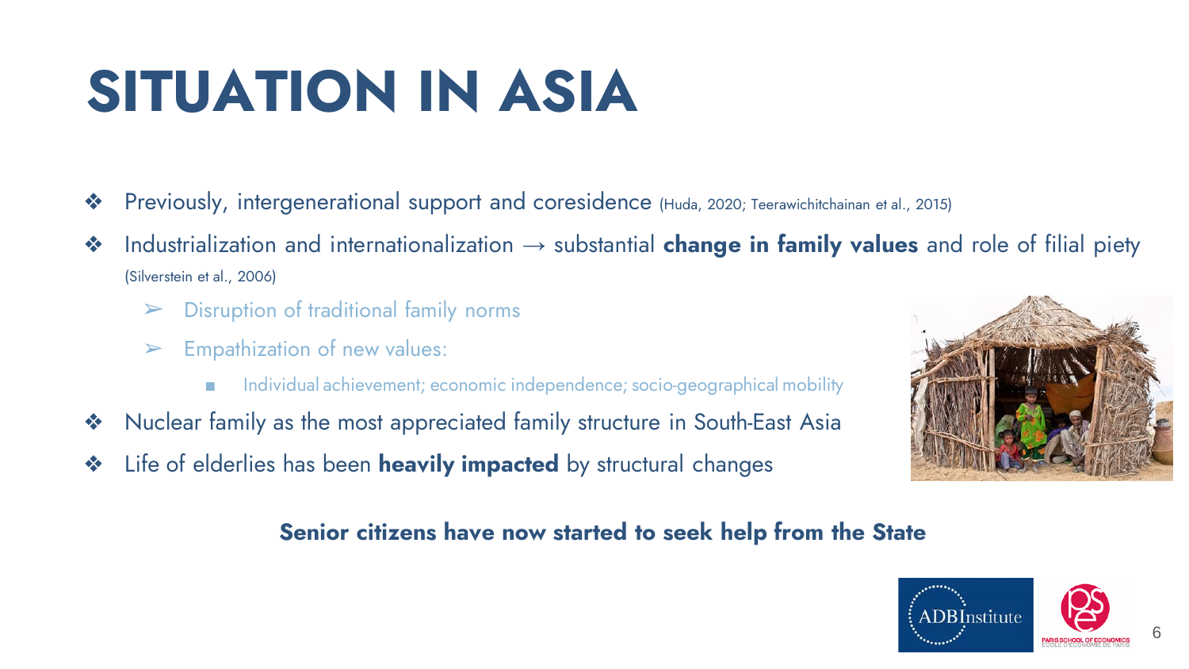# SITUATION IN ASIA

- Previously, intergenerational support and coresidence (Huda, 2020; Teerawichitchainan et al., 2015)
- Industrialization and internationalization → substantial **change in family values** and role of filial piety (Silverstein et al., 2006)
  - Disruption of traditional family norms
  - Empathization of new values:
    - Individual achievement; economic independence; socio-geographical mobility
- Nuclear family as the most appreciated family structure in South-East Asia
- Life of elderlies has been **heavily impacted** by structural changes

**Senior citizens have now started to seek help from the State**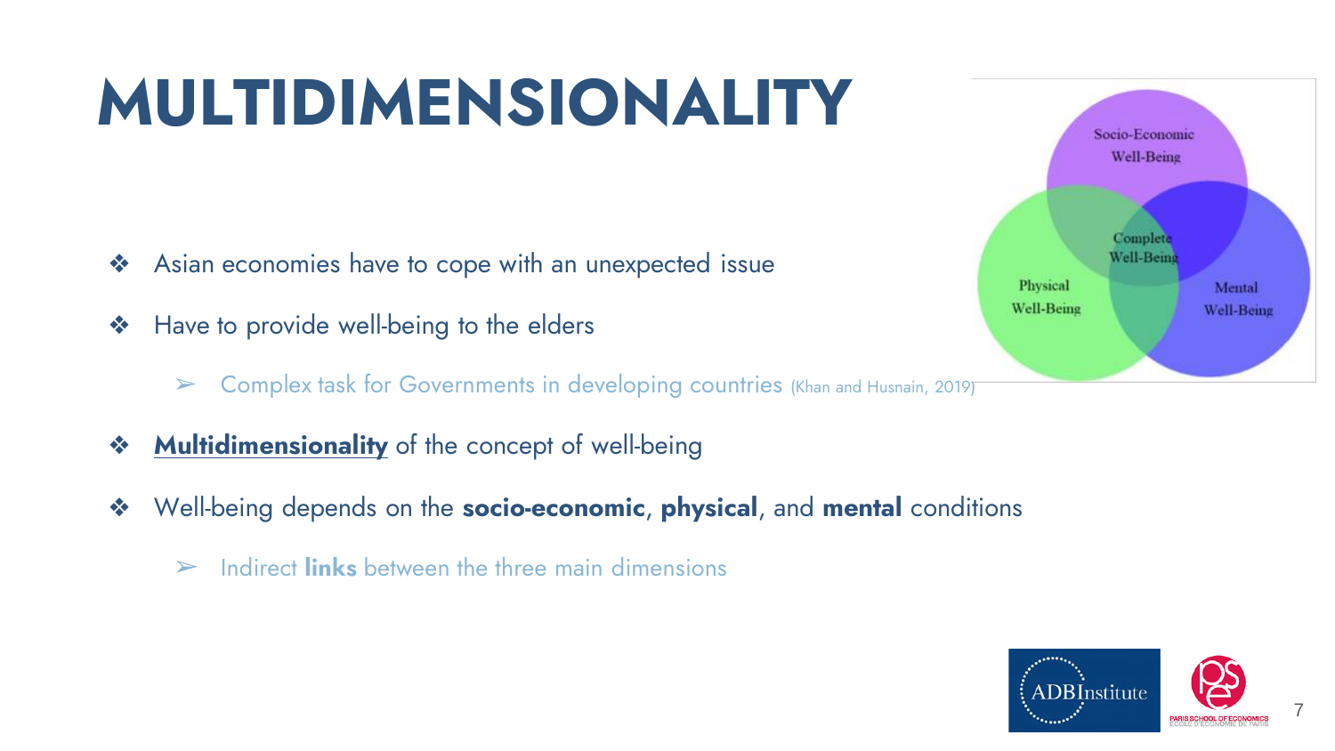# MULTIDIMENSIONALITY

- Asian economies have to cope with an unexpected issue
- Have to provide well-being to the elders
  - Complex task for Governments in developing countries (Khan and Husnain, 2019)
- **Multidimensionality** of the concept of well-being
- Well-being depends on the **socio-economic**, **physical**, and **mental** conditions
  - Indirect **links** between the three main dimensions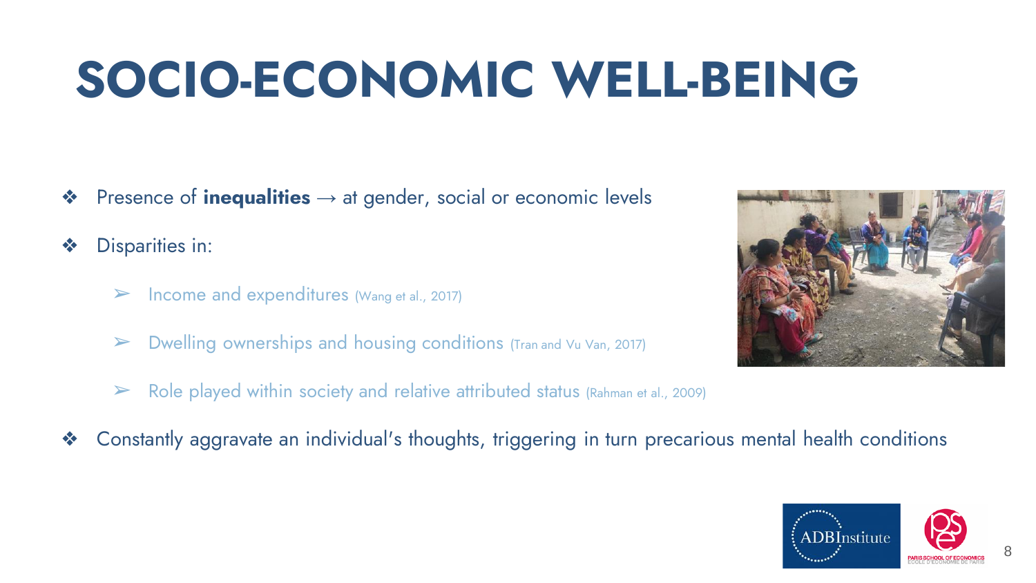# SOCIO-ECONOMIC WELL-BEING

- Presence of **inequalities** → at gender, social or economic levels
- Disparities in:
  - Income and expenditures (Wang et al., 2017)
  - Dwelling ownerships and housing conditions (Tran and Vu Van, 2017)
  - Role played within society and relative attributed status (Rahman et al., 2009)
- Constantly aggravate an individual's thoughts, triggering in turn precarious mental health conditions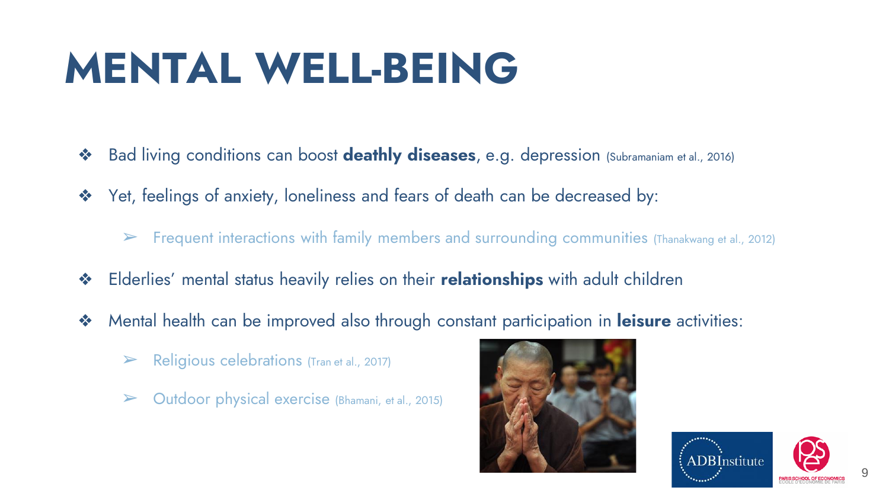# MENTAL WELL-BEING

- Bad living conditions can boost **deathly diseases**, e.g. depression (Subramaniam et al., 2016)
- Yet, feelings of anxiety, loneliness and fears of death can be decreased by:
  - Frequent interactions with family members and surrounding communities (Thanakwang et al., 2012)
- Elderlies' mental status heavily relies on their **relationships** with adult children
- Mental health can be improved also through constant participation in **leisure** activities:
  - Religious celebrations (Tran et al., 2017)
  - Outdoor physical exercise (Bhamani, et al., 2015)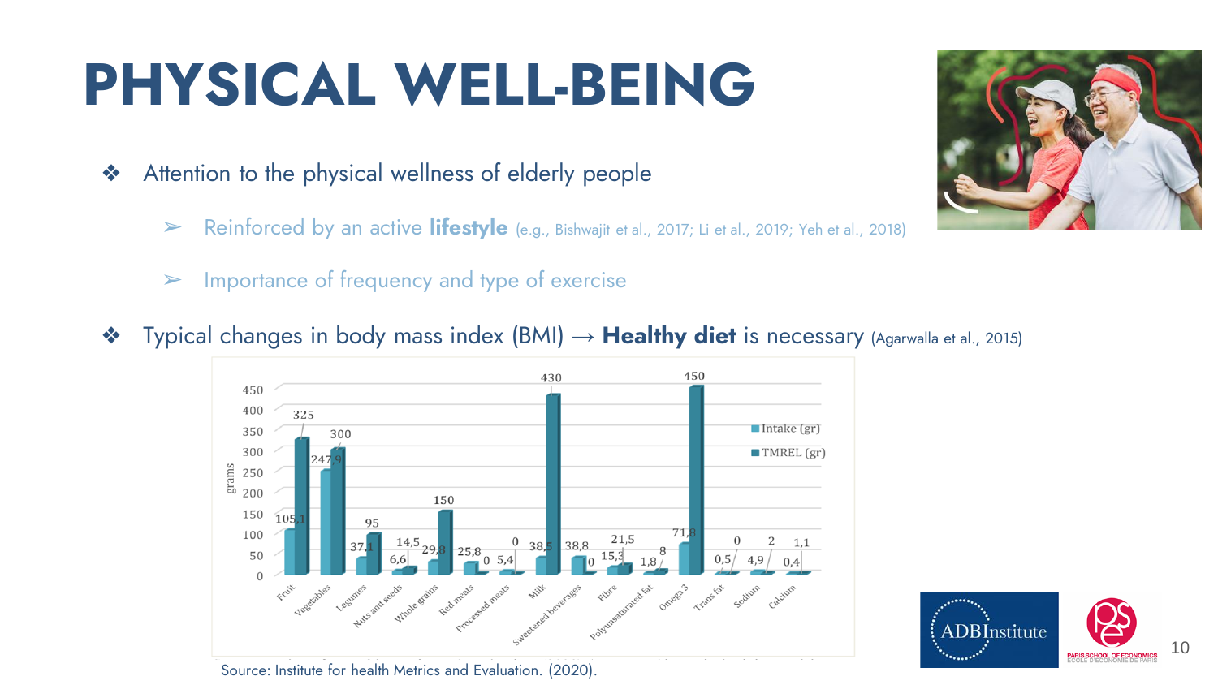# PHYSICAL WELL-BEING

- Attention to the physical wellness of elderly people
  - Reinforced by an active **lifestyle** (e.g., Bishwajit et al., 2017; Li et al., 2019; Yeh et al., 2018)
  - Importance of frequency and type of exercise
- Typical changes in body mass index (BMI) → **Healthy diet** is necessary (Agarwalla et al., 2015)

| | Intake (gr) | TMREL (gr) |
|---|---|---|
| Fruit | 105,1 | 325 |
| Vegetables | 247,9 | 300 |
| Legumes | 37,1 | 95 |
| Nuts and seeds | 6,6 | 14,5 |
| Whole grains | 29,8 | 150 |
| Red meats | 25,8 | 0 |
| Processed meats | 5,4 | 0 |
| Milk | 38,5 | 430 |
| Sweetened beverages | 38,8 | 0 |
| Fibre | 15,3 | 21,5 |
| Polyunsaturated fat | 1,8 | 8 |
| Omega 3 | 71,8 | 450 |
| Trans fat | 0,5 | 0 |
| Sodium | 4,9 | 2 |
| Calcium | 0,4 | 1,1 |

Source: Institute for health Metrics and Evaluation. (2020).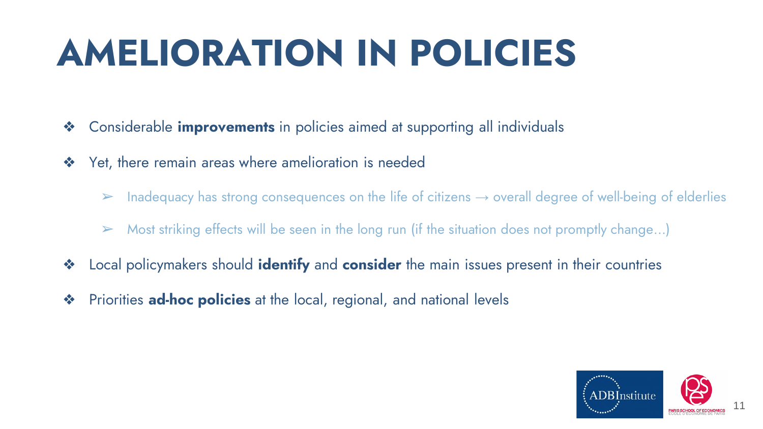# AMELIORATION IN POLICIES

- Considerable **improvements** in policies aimed at supporting all individuals
- Yet, there remain areas where amelioration is needed
  - Inadequacy has strong consequences on the life of citizens → overall degree of well-being of elderlies
  - Most striking effects will be seen in the long run (if the situation does not promptly change…)
- Local policymakers should **identify** and **consider** the main issues present in their countries
- Priorities **ad-hoc policies** at the local, regional, and national levels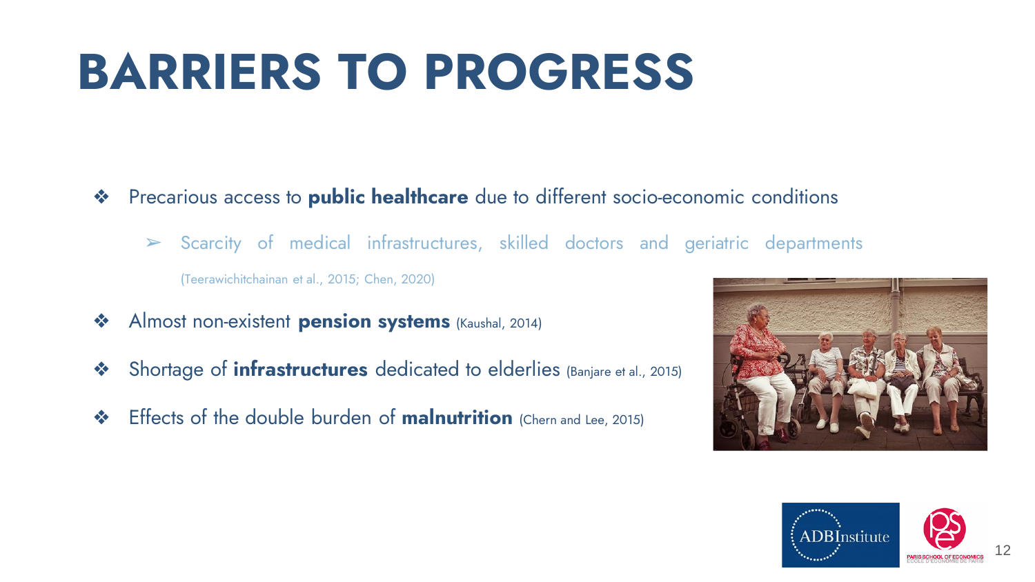# BARRIERS TO PROGRESS

- Precarious access to **public healthcare** due to different socio-economic conditions
  - Scarcity of medical infrastructures, skilled doctors and geriatric departments (Teerawichitchainan et al., 2015; Chen, 2020)
- Almost non-existent **pension systems** (Kaushal, 2014)
- Shortage of **infrastructures** dedicated to elderlies (Banjare et al., 2015)
- Effects of the double burden of **malnutrition** (Chern and Lee, 2015)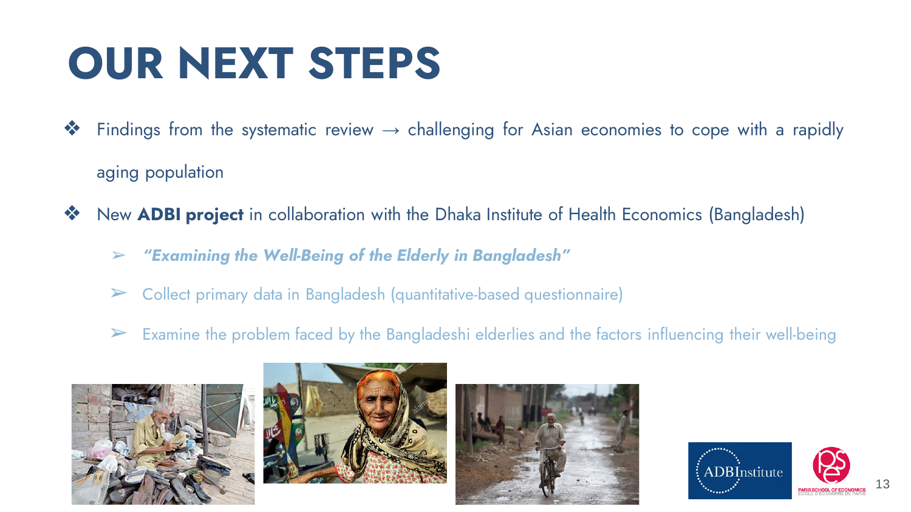# OUR NEXT STEPS

- Findings from the systematic review → challenging for Asian economies to cope with a rapidly aging population
- New **ADBI project** in collaboration with the Dhaka Institute of Health Economics (Bangladesh)
  - ***"Examining the Well-Being of the Elderly in Bangladesh"***
  - Collect primary data in Bangladesh (quantitative-based questionnaire)
  - Examine the problem faced by the Bangladeshi elderlies and the factors influencing their well-being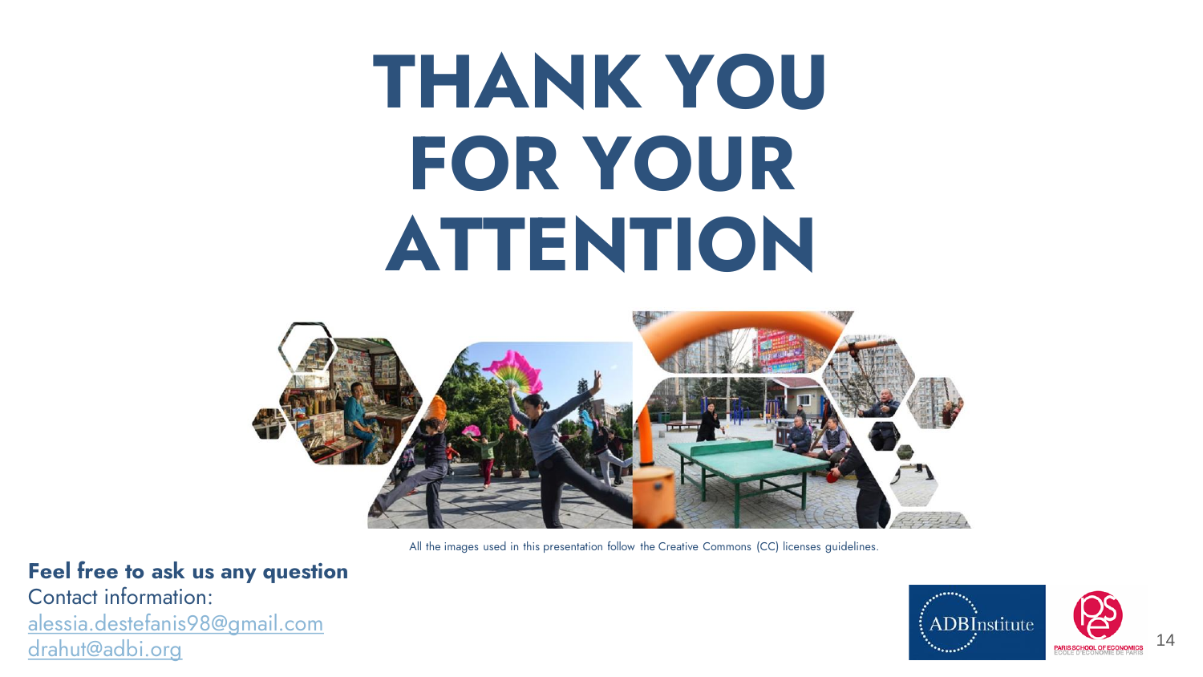# THANK YOU FOR YOUR ATTENTION

All the images used in this presentation follow the Creative Commons (CC) licenses guidelines.

**Feel free to ask us any question**

Contact information:

alessia.destefanis98@gmail.com

drahut@adbi.org